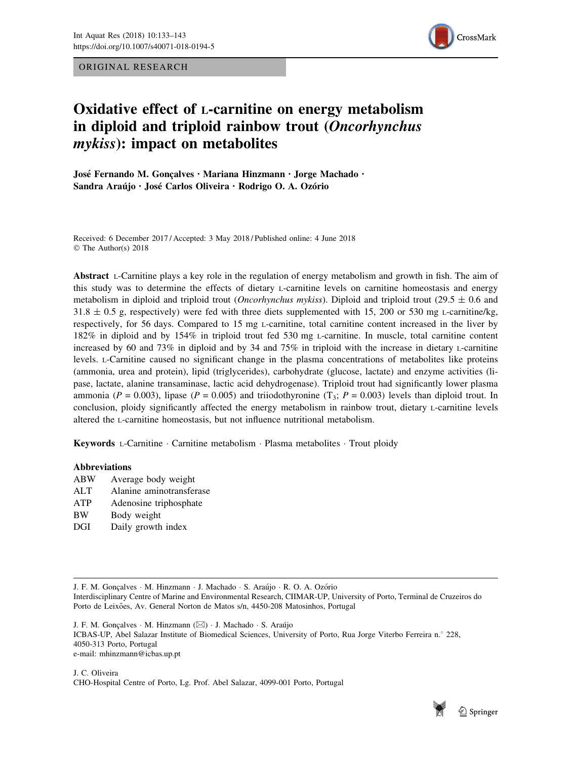ORIGINAL RESEARCH

# Oxidative effect of L-carnitine on energy metabolism in diploid and triploid rainbow trout (*Oncorhynchus mykiss*): impact on metabolites

José Fernando M. Gonçalves · Mariana Hinzmann · Jorge Machado · Sandra Araújo · José Carlos Oliveira · Rodrigo O. A. Ozório

Received: 6 December 2017 / Accepted: 3 May 2018 / Published online: 4 June 2018
© The Author(s) 2018

**Abstract** L-Carnitine plays a key role in the regulation of energy metabolism and growth in fish. The aim of this study was to determine the effects of dietary L-carnitine levels on carnitine homeostasis and energy metabolism in diploid and triploid trout (*Oncorhynchus mykiss*). Diploid and triploid trout ($29.5 \pm 0.6$ and $31.8 \pm 0.5$ g, respectively) were fed with three diets supplemented with 15, 200 or 530 mg L-carnitine/kg, respectively, for 56 days. Compared to 15 mg L-carnitine, total carnitine content increased in the liver by 182% in diploid and by 154% in triploid trout fed 530 mg L-carnitine. In muscle, total carnitine content increased by 60 and 73% in diploid and by 34 and 75% in triploid with the increase in dietary L-carnitine levels. L-Carnitine caused no significant change in the plasma concentrations of metabolites like proteins (ammonia, urea and protein), lipid (triglycerides), carbohydrate (glucose, lactate) and enzyme activities (lipase, lactate, alanine transaminase, lactic acid dehydrogenase). Triploid trout had significantly lower plasma ammonia ($P = 0.003$), lipase ($P = 0.005$) and triiodothyronine ($T_3$; $P = 0.003$) levels than diploid trout. In conclusion, ploidy significantly affected the energy metabolism in rainbow trout, dietary L-carnitine levels altered the L-carnitine homeostasis, but not influence nutritional metabolism.

**Keywords** L-Carnitine · Carnitine metabolism · Plasma metabolites · Trout ploidy

**Abbreviations**

| | |
|---|---|
| ABW | Average body weight |
| ALT | Alanine aminotransferase |
| ATP | Adenosine triphosphate |
| BW | Body weight |
| DGI | Daily growth index |

---

J. F. M. Gonçalves · M. Hinzmann · J. Machado · S. Araújo · R. O. A. Ozório
Interdisciplinary Centre of Marine and Environmental Research, CIIMAR-UP, University of Porto, Terminal de Cruzeiros do Porto de Leixões, Av. General Norton de Matos s/n, 4450-208 Matosinhos, Portugal

J. F. M. Gonçalves · M. Hinzmann (✉) · J. Machado · S. Araújo
ICBAS-UP, Abel Salazar Institute of Biomedical Sciences, University of Porto, Rua Jorge Viterbo Ferreira n.° 228, 4050-313 Porto, Portugal
e-mail: mhinzmann@icbas.up.pt

J. C. Oliveira
CHO-Hospital Centre of Porto, Lg. Prof. Abel Salazar, 4099-001 Porto, Portugal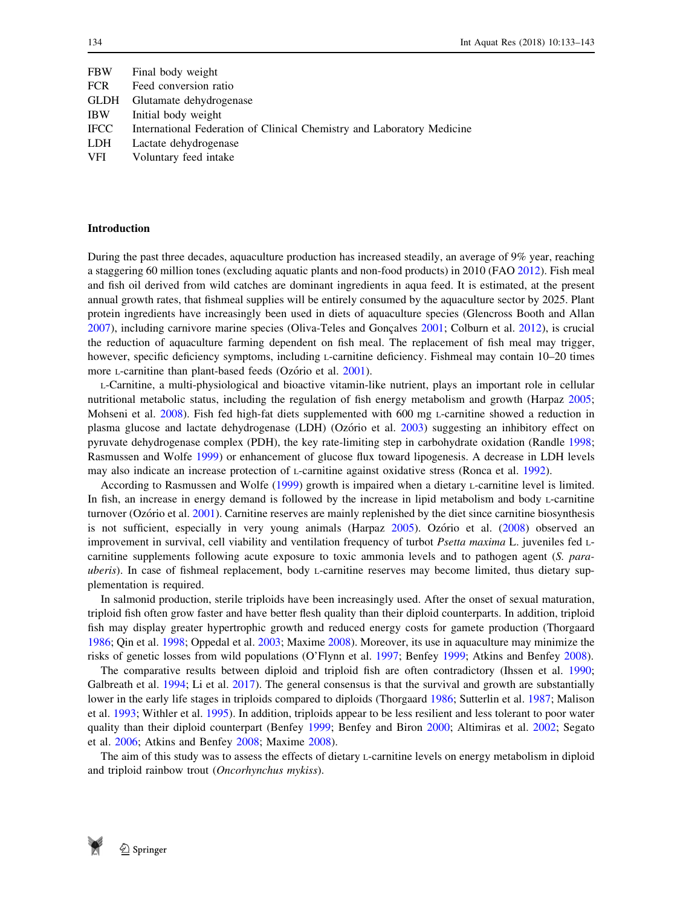| | |
|---|---|
| FBW | Final body weight |
| FCR | Feed conversion ratio |
| GLDH | Glutamate dehydrogenase |
| IBW | Initial body weight |
| IFCC | International Federation of Clinical Chemistry and Laboratory Medicine |
| LDH | Lactate dehydrogenase |
| VFI | Voluntary feed intake |

## Introduction

During the past three decades, aquaculture production has increased steadily, an average of 9% year, reaching a staggering 60 million tones (excluding aquatic plants and non-food products) in 2010 (FAO 2012). Fish meal and fish oil derived from wild catches are dominant ingredients in aqua feed. It is estimated, at the present annual growth rates, that fishmeal supplies will be entirely consumed by the aquaculture sector by 2025. Plant protein ingredients have increasingly been used in diets of aquaculture species (Glencross Booth and Allan 2007), including carnivore marine species (Oliva-Teles and Gonçalves 2001; Colburn et al. 2012), is crucial the reduction of aquaculture farming dependent on fish meal. The replacement of fish meal may trigger, however, specific deficiency symptoms, including L-carnitine deficiency. Fishmeal may contain 10–20 times more L-carnitine than plant-based feeds (Ozório et al. 2001).

L-Carnitine, a multi-physiological and bioactive vitamin-like nutrient, plays an important role in cellular nutritional metabolic status, including the regulation of fish energy metabolism and growth (Harpaz 2005; Mohseni et al. 2008). Fish fed high-fat diets supplemented with 600 mg L-carnitine showed a reduction in plasma glucose and lactate dehydrogenase (LDH) (Ozório et al. 2003) suggesting an inhibitory effect on pyruvate dehydrogenase complex (PDH), the key rate-limiting step in carbohydrate oxidation (Randle 1998; Rasmussen and Wolfe 1999) or enhancement of glucose flux toward lipogenesis. A decrease in LDH levels may also indicate an increase protection of L-carnitine against oxidative stress (Ronca et al. 1992).

According to Rasmussen and Wolfe (1999) growth is impaired when a dietary L-carnitine level is limited. In fish, an increase in energy demand is followed by the increase in lipid metabolism and body L-carnitine turnover (Ozório et al. 2001). Carnitine reserves are mainly replenished by the diet since carnitine biosynthesis is not sufficient, especially in very young animals (Harpaz 2005). Ozório et al. (2008) observed an improvement in survival, cell viability and ventilation frequency of turbot *Psetta maxima* L. juveniles fed L-carnitine supplements following acute exposure to toxic ammonia levels and to pathogen agent (*S. parauberis*). In case of fishmeal replacement, body L-carnitine reserves may become limited, thus dietary supplementation is required.

In salmonid production, sterile triploids have been increasingly used. After the onset of sexual maturation, triploid fish often grow faster and have better flesh quality than their diploid counterparts. In addition, triploid fish may display greater hypertrophic growth and reduced energy costs for gamete production (Thorgaard 1986; Qin et al. 1998; Oppedal et al. 2003; Maxime 2008). Moreover, its use in aquaculture may minimize the risks of genetic losses from wild populations (O'Flynn et al. 1997; Benfey 1999; Atkins and Benfey 2008).

The comparative results between diploid and triploid fish are often contradictory (Ihssen et al. 1990; Galbreath et al. 1994; Li et al. 2017). The general consensus is that the survival and growth are substantially lower in the early life stages in triploids compared to diploids (Thorgaard 1986; Sutterlin et al. 1987; Malison et al. 1993; Withler et al. 1995). In addition, triploids appear to be less resilient and less tolerant to poor water quality than their diploid counterpart (Benfey 1999; Benfey and Biron 2000; Altimiras et al. 2002; Segato et al. 2006; Atkins and Benfey 2008; Maxime 2008).

The aim of this study was to assess the effects of dietary L-carnitine levels on energy metabolism in diploid and triploid rainbow trout (*Oncorhynchus mykiss*).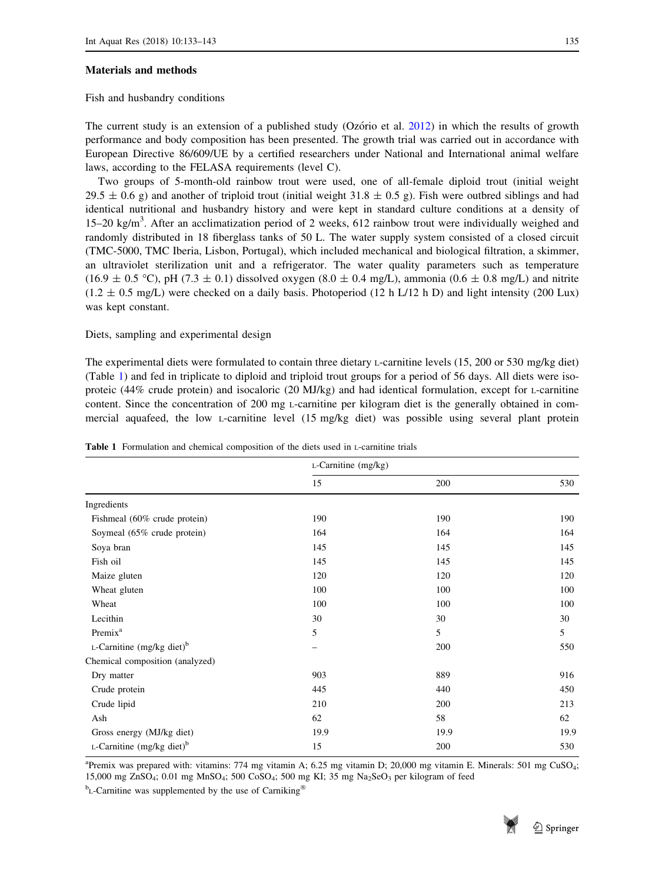## Materials and methods

### Fish and husbandry conditions

The current study is an extension of a published study (Ozório et al. 2012) in which the results of growth performance and body composition has been presented. The growth trial was carried out in accordance with European Directive 86/609/UE by a certified researchers under National and International animal welfare laws, according to the FELASA requirements (level C).

Two groups of 5-month-old rainbow trout were used, one of all-female diploid trout (initial weight $29.5 \pm 0.6$ g) and another of triploid trout (initial weight $31.8 \pm 0.5$ g). Fish were outbred siblings and had identical nutritional and husbandry history and were kept in standard culture conditions at a density of 15–20 kg/$m^3$. After an acclimatization period of 2 weeks, 612 rainbow trout were individually weighed and randomly distributed in 18 fiberglass tanks of 50 L. The water supply system consisted of a closed circuit (TMC-5000, TMC Iberia, Lisbon, Portugal), which included mechanical and biological filtration, a skimmer, an ultraviolet sterilization unit and a refrigerator. The water quality parameters such as temperature ($16.9 \pm 0.5$ °C), pH ($7.3 \pm 0.1$) dissolved oxygen ($8.0 \pm 0.4$ mg/L), ammonia ($0.6 \pm 0.8$ mg/L) and nitrite ($1.2 \pm 0.5$ mg/L) were checked on a daily basis. Photoperiod (12 h L/12 h D) and light intensity (200 Lux) was kept constant.

### Diets, sampling and experimental design

The experimental diets were formulated to contain three dietary L-carnitine levels (15, 200 or 530 mg/kg diet) (Table 1) and fed in triplicate to diploid and triploid trout groups for a period of 56 days. All diets were iso-proteic (44% crude protein) and isocaloric (20 MJ/kg) and had identical formulation, except for L-carnitine content. Since the concentration of 200 mg L-carnitine per kilogram diet is the generally obtained in commercial aquafeed, the low L-carnitine level (15 mg/kg diet) was possible using several plant protein

**Table 1** Formulation and chemical composition of the diets used in L-carnitine trials

| | L-Carnitine (mg/kg) | | |
|---|---|---|---|
| | 15 | 200 | 530 |
| Ingredients | | | |
| Fishmeal (60% crude protein) | 190 | 190 | 190 |
| Soymeal (65% crude protein) | 164 | 164 | 164 |
| Soya bran | 145 | 145 | 145 |
| Fish oil | 145 | 145 | 145 |
| Maize gluten | 120 | 120 | 120 |
| Wheat gluten | 100 | 100 | 100 |
| Wheat | 100 | 100 | 100 |
| Lecithin | 30 | 30 | 30 |
| Premix[a] | 5 | 5 | 5 |
| L-Carnitine (mg/kg diet)[b] | – | 200 | 550 |
| Chemical composition (analyzed) | | | |
| Dry matter | 903 | 889 | 916 |
| Crude protein | 445 | 440 | 450 |
| Crude lipid | 210 | 200 | 213 |
| Ash | 62 | 58 | 62 |
| Gross energy (MJ/kg diet) | 19.9 | 19.9 | 19.9 |
| L-Carnitine (mg/kg diet)[b] | 15 | 200 | 530 |

[a]Premix was prepared with: vitamins: 774 mg vitamin A; 6.25 mg vitamin D; 20,000 mg vitamin E. Minerals: 501 mg $CuSO_4$; 15,000 mg $ZnSO_4$; 0.01 mg $MnSO_4$; 500 $CoSO_4$; 500 mg KI; 35 mg $Na_2SeO_3$ per kilogram of feed

[b]L-Carnitine was supplemented by the use of Carniking®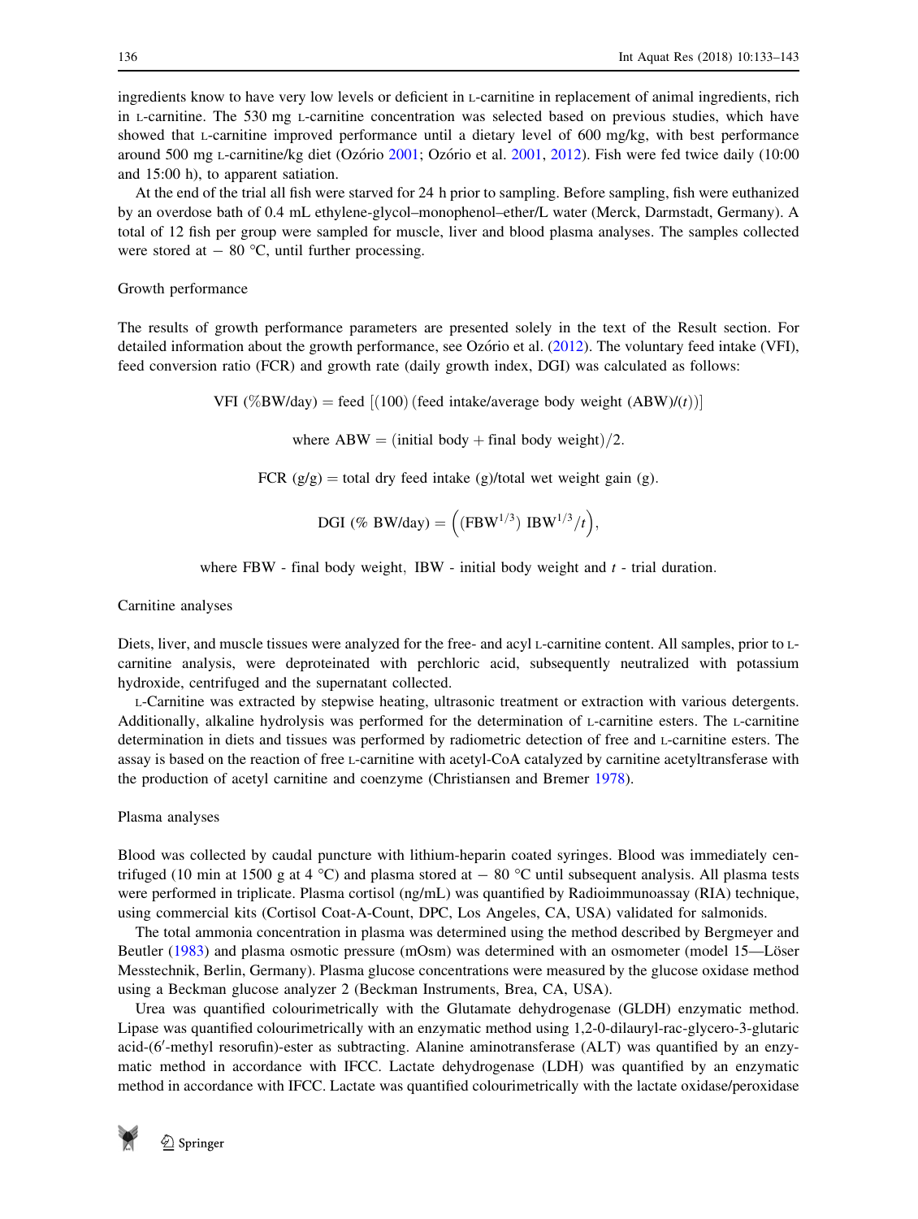ingredients know to have very low levels or deficient in L-carnitine in replacement of animal ingredients, rich in L-carnitine. The 530 mg L-carnitine concentration was selected based on previous studies, which have showed that L-carnitine improved performance until a dietary level of 600 mg/kg, with best performance around 500 mg L-carnitine/kg diet (Ozório 2001; Ozório et al. 2001, 2012). Fish were fed twice daily (10:00 and 15:00 h), to apparent satiation.

At the end of the trial all fish were starved for 24 h prior to sampling. Before sampling, fish were euthanized by an overdose bath of 0.4 mL ethylene-glycol–monophenol–ether/L water (Merck, Darmstadt, Germany). A total of 12 fish per group were sampled for muscle, liver and blood plasma analyses. The samples collected were stored at − 80 °C, until further processing.

### Growth performance

The results of growth performance parameters are presented solely in the text of the Result section. For detailed information about the growth performance, see Ozório et al. (2012). The voluntary feed intake (VFI), feed conversion ratio (FCR) and growth rate (daily growth index, DGI) was calculated as follows:

$$\text{VFI } (\%\text{BW/day}) = \text{feed } [(100)\,(\text{feed intake/average body weight (ABW)}/(t))]$$

$$\text{where ABW} = (\text{initial body} + \text{final body weight})/2.$$

$$\text{FCR (g/g)} = \text{total dry feed intake (g)/total wet weight gain (g)}.$$

$$\text{DGI } (\%\text{ BW/day}) = \left((\text{FBW}^{1/3})\ \text{IBW}^{1/3}/t\right),$$

where FBW - final body weight, IBW - initial body weight and $t$ - trial duration.

### Carnitine analyses

Diets, liver, and muscle tissues were analyzed for the free- and acyl L-carnitine content. All samples, prior to L-carnitine analysis, were deproteinated with perchloric acid, subsequently neutralized with potassium hydroxide, centrifuged and the supernatant collected.

L-Carnitine was extracted by stepwise heating, ultrasonic treatment or extraction with various detergents. Additionally, alkaline hydrolysis was performed for the determination of L-carnitine esters. The L-carnitine determination in diets and tissues was performed by radiometric detection of free and L-carnitine esters. The assay is based on the reaction of free L-carnitine with acetyl-CoA catalyzed by carnitine acetyltransferase with the production of acetyl carnitine and coenzyme (Christiansen and Bremer 1978).

### Plasma analyses

Blood was collected by caudal puncture with lithium-heparin coated syringes. Blood was immediately centrifuged (10 min at 1500 g at 4 °C) and plasma stored at − 80 °C until subsequent analysis. All plasma tests were performed in triplicate. Plasma cortisol (ng/mL) was quantified by Radioimmunoassay (RIA) technique, using commercial kits (Cortisol Coat-A-Count, DPC, Los Angeles, CA, USA) validated for salmonids.

The total ammonia concentration in plasma was determined using the method described by Bergmeyer and Beutler (1983) and plasma osmotic pressure (mOsm) was determined with an osmometer (model 15—Löser Messtechnik, Berlin, Germany). Plasma glucose concentrations were measured by the glucose oxidase method using a Beckman glucose analyzer 2 (Beckman Instruments, Brea, CA, USA).

Urea was quantified colourimetrically with the Glutamate dehydrogenase (GLDH) enzymatic method. Lipase was quantified colourimetrically with an enzymatic method using 1,2-0-dilauryl-rac-glycero-3-glutaric acid-(6′-methyl resorufin)-ester as subtracting. Alanine aminotransferase (ALT) was quantified by an enzymatic method in accordance with IFCC. Lactate dehydrogenase (LDH) was quantified by an enzymatic method in accordance with IFCC. Lactate was quantified colourimetrically with the lactate oxidase/peroxidase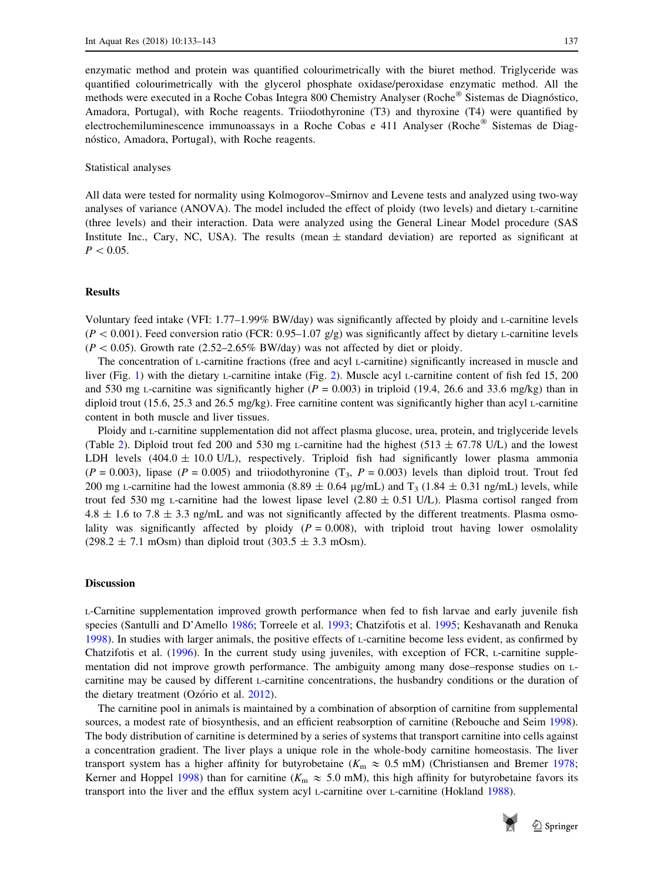enzymatic method and protein was quantified colourimetrically with the biuret method. Triglyceride was quantified colourimetrically with the glycerol phosphate oxidase/peroxidase enzymatic method. All the methods were executed in a Roche Cobas Integra 800 Chemistry Analyser (Roche® Sistemas de Diagnóstico, Amadora, Portugal), with Roche reagents. Triiodothyronine (T3) and thyroxine (T4) were quantified by electrochemiluminescence immunoassays in a Roche Cobas e 411 Analyser (Roche® Sistemas de Diagnóstico, Amadora, Portugal), with Roche reagents.

### Statistical analyses

All data were tested for normality using Kolmogorov–Smirnov and Levene tests and analyzed using two-way analyses of variance (ANOVA). The model included the effect of ploidy (two levels) and dietary L-carnitine (three levels) and their interaction. Data were analyzed using the General Linear Model procedure (SAS Institute Inc., Cary, NC, USA). The results (mean ± standard deviation) are reported as significant at $P < 0.05$.

## Results

Voluntary feed intake (VFI: 1.77–1.99% BW/day) was significantly affected by ploidy and L-carnitine levels ($P < 0.001$). Feed conversion ratio (FCR: 0.95–1.07 g/g) was significantly affect by dietary L-carnitine levels ($P < 0.05$). Growth rate (2.52–2.65% BW/day) was not affected by diet or ploidy.

The concentration of L-carnitine fractions (free and acyl L-carnitine) significantly increased in muscle and liver (Fig. 1) with the dietary L-carnitine intake (Fig. 2). Muscle acyl L-carnitine content of fish fed 15, 200 and 530 mg L-carnitine was significantly higher ($P = 0.003$) in triploid (19.4, 26.6 and 33.6 mg/kg) than in diploid trout (15.6, 25.3 and 26.5 mg/kg). Free carnitine content was significantly higher than acyl L-carnitine content in both muscle and liver tissues.

Ploidy and L-carnitine supplementation did not affect plasma glucose, urea, protein, and triglyceride levels (Table 2). Diploid trout fed 200 and 530 mg L-carnitine had the highest (513 ± 67.78 U/L) and the lowest LDH levels (404.0 ± 10.0 U/L), respectively. Triploid fish had significantly lower plasma ammonia ($P = 0.003$), lipase ($P = 0.005$) and triiodothyronine ($T_3$, $P = 0.003$) levels than diploid trout. Trout fed 200 mg L-carnitine had the lowest ammonia (8.89 ± 0.64 µg/mL) and $T_3$ (1.84 ± 0.31 ng/mL) levels, while trout fed 530 mg L-carnitine had the lowest lipase level (2.80 ± 0.51 U/L). Plasma cortisol ranged from 4.8 ± 1.6 to 7.8 ± 3.3 ng/mL and was not significantly affected by the different treatments. Plasma osmolality was significantly affected by ploidy ($P = 0.008$), with triploid trout having lower osmolality (298.2 ± 7.1 mOsm) than diploid trout (303.5 ± 3.3 mOsm).

## Discussion

L-Carnitine supplementation improved growth performance when fed to fish larvae and early juvenile fish species (Santulli and D'Amello 1986; Torreele et al. 1993; Chatzifotis et al. 1995; Keshavanath and Renuka 1998). In studies with larger animals, the positive effects of L-carnitine become less evident, as confirmed by Chatzifotis et al. (1996). In the current study using juveniles, with exception of FCR, L-carnitine supplementation did not improve growth performance. The ambiguity among many dose–response studies on L-carnitine may be caused by different L-carnitine concentrations, the husbandry conditions or the duration of the dietary treatment (Ozório et al. 2012).

The carnitine pool in animals is maintained by a combination of absorption of carnitine from supplemental sources, a modest rate of biosynthesis, and an efficient reabsorption of carnitine (Rebouche and Seim 1998). The body distribution of carnitine is determined by a series of systems that transport carnitine into cells against a concentration gradient. The liver plays a unique role in the whole-body carnitine homeostasis. The liver transport system has a higher affinity for butyrobetaine ($K_m \approx 0.5$ mM) (Christiansen and Bremer 1978; Kerner and Hoppel 1998) than for carnitine ($K_m \approx 5.0$ mM), this high affinity for butyrobetaine favors its transport into the liver and the efflux system acyl L-carnitine over L-carnitine (Hokland 1988).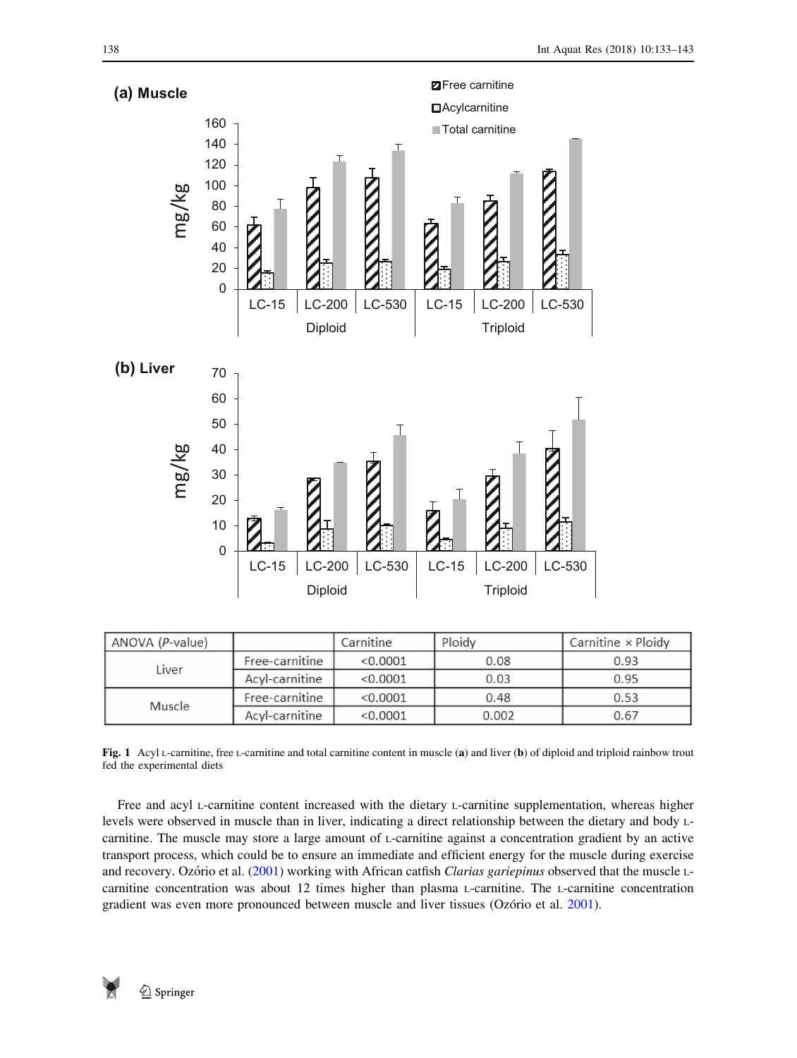| ANOVA (*P*-value) | | Carnitine | Ploidy | Carnitine × Ploidy |
|---|---|---|---|---|
| Liver | Free-carnitine | <0.0001 | 0.08 | 0.93 |
| | Acyl-carnitine | <0.0001 | 0.03 | 0.95 |
| Muscle | Free-carnitine | <0.0001 | 0.48 | 0.53 |
| | Acyl-carnitine | <0.0001 | 0.002 | 0.67 |

**Fig. 1** Acyl L-carnitine, free L-carnitine and total carnitine content in muscle (**a**) and liver (**b**) of diploid and triploid rainbow trout fed the experimental diets

Free and acyl L-carnitine content increased with the dietary L-carnitine supplementation, whereas higher levels were observed in muscle than in liver, indicating a direct relationship between the dietary and body L-carnitine. The muscle may store a large amount of L-carnitine against a concentration gradient by an active transport process, which could be to ensure an immediate and efficient energy for the muscle during exercise and recovery. Ozório et al. (2001) working with African catfish *Clarias gariepinus* observed that the muscle L-carnitine concentration was about 12 times higher than plasma L-carnitine. The L-carnitine concentration gradient was even more pronounced between muscle and liver tissues (Ozório et al. 2001).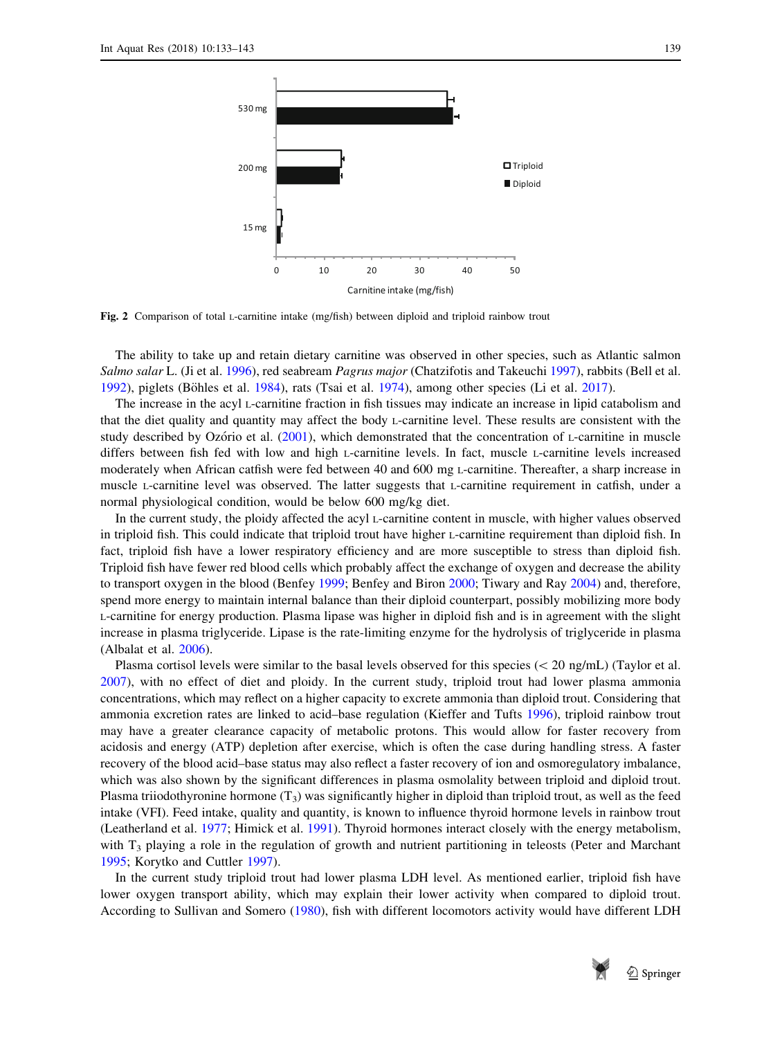Fig. 2 Comparison of total L-carnitine intake (mg/fish) between diploid and triploid rainbow trout

The ability to take up and retain dietary carnitine was observed in other species, such as Atlantic salmon *Salmo salar* L. (Ji et al. 1996), red seabream *Pagrus major* (Chatzifotis and Takeuchi 1997), rabbits (Bell et al. 1992), piglets (Böhles et al. 1984), rats (Tsai et al. 1974), among other species (Li et al. 2017).

The increase in the acyl L-carnitine fraction in fish tissues may indicate an increase in lipid catabolism and that the diet quality and quantity may affect the body L-carnitine level. These results are consistent with the study described by Ozório et al. (2001), which demonstrated that the concentration of L-carnitine in muscle differs between fish fed with low and high L-carnitine levels. In fact, muscle L-carnitine levels increased moderately when African catfish were fed between 40 and 600 mg L-carnitine. Thereafter, a sharp increase in muscle L-carnitine level was observed. The latter suggests that L-carnitine requirement in catfish, under a normal physiological condition, would be below 600 mg/kg diet.

In the current study, the ploidy affected the acyl L-carnitine content in muscle, with higher values observed in triploid fish. This could indicate that triploid trout have higher L-carnitine requirement than diploid fish. In fact, triploid fish have a lower respiratory efficiency and are more susceptible to stress than diploid fish. Triploid fish have fewer red blood cells which probably affect the exchange of oxygen and decrease the ability to transport oxygen in the blood (Benfey 1999; Benfey and Biron 2000; Tiwary and Ray 2004) and, therefore, spend more energy to maintain internal balance than their diploid counterpart, possibly mobilizing more body L-carnitine for energy production. Plasma lipase was higher in diploid fish and is in agreement with the slight increase in plasma triglyceride. Lipase is the rate-limiting enzyme for the hydrolysis of triglyceride in plasma (Albalat et al. 2006).

Plasma cortisol levels were similar to the basal levels observed for this species (< 20 ng/mL) (Taylor et al. 2007), with no effect of diet and ploidy. In the current study, triploid trout had lower plasma ammonia concentrations, which may reflect on a higher capacity to excrete ammonia than diploid trout. Considering that ammonia excretion rates are linked to acid–base regulation (Kieffer and Tufts 1996), triploid rainbow trout may have a greater clearance capacity of metabolic protons. This would allow for faster recovery from acidosis and energy (ATP) depletion after exercise, which is often the case during handling stress. A faster recovery of the blood acid–base status may also reflect a faster recovery of ion and osmoregulatory imbalance, which was also shown by the significant differences in plasma osmolality between triploid and diploid trout. Plasma triiodothyronine hormone ($T_3$) was significantly higher in diploid than triploid trout, as well as the feed intake (VFI). Feed intake, quality and quantity, is known to influence thyroid hormone levels in rainbow trout (Leatherland et al. 1977; Himick et al. 1991). Thyroid hormones interact closely with the energy metabolism, with $T_3$ playing a role in the regulation of growth and nutrient partitioning in teleosts (Peter and Marchant 1995; Korytko and Cuttler 1997).

In the current study triploid trout had lower plasma LDH level. As mentioned earlier, triploid fish have lower oxygen transport ability, which may explain their lower activity when compared to diploid trout. According to Sullivan and Somero (1980), fish with different locomotors activity would have different LDH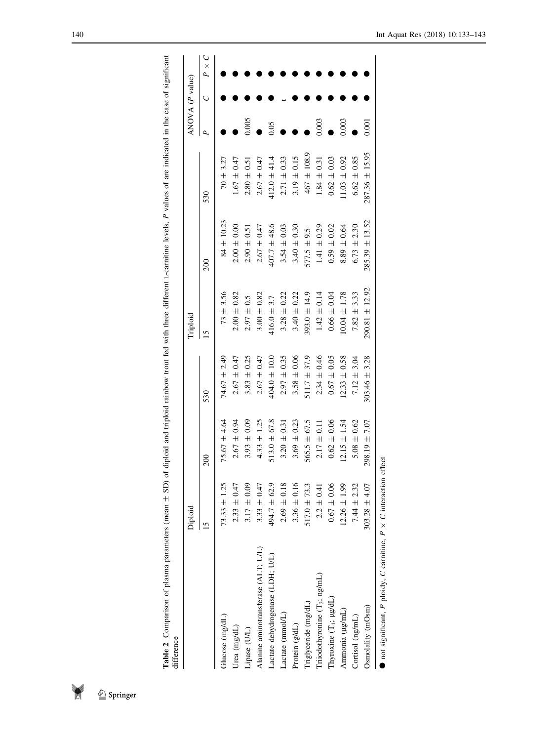**Table 2** Comparison of plasma parameters (mean ± SD) of diploid and triploid rainbow trout fed with three different L-carnitine levels, P values of are indicated in the case of significant difference

| | Diploid | | | Triploid | | | ANOVA (P value) | | |
|---|---|---|---|---|---|---|---|---|---|
| | 15 | 200 | 530 | 15 | 200 | 530 | P | C | P × C |
| Glucose (mg/dL) | 73.33 ± 1.25 | 75.67 ± 4.64 | 74.67 ± 2.49 | 73 ± 3.56 | 84 ± 10.23 | 70 ± 3.27 | ● | ● | ● |
| Urea (mg/dL) | 2.33 ± 0.47 | 2.67 ± 0.94 | 2.67 ± 0.47 | 2.00 ± 0.82 | 2.00 ± 0.00 | 1.67 ± 0.47 | ● | ● | ● |
| Lipase (U/L) | 3.17 ± 0.09 | 3.93 ± 0.09 | 3.83 ± 0.25 | 2.97 ± 0.5 | 2.90 ± 0.51 | 2.80 ± 0.51 | 0.005 | ● | ● |
| Alanine aminotransferase (ALT; U/L) | 3.33 ± 0.47 | 4.33 ± 1.25 | 2.67 ± 0.47 | 3.00 ± 0.82 | 2.67 ± 0.47 | 2.67 ± 0.47 | ● | ● | ● |
| Lactate dehydrogenase (LDH; U/L) | 494.7 ± 62.9 | 513.0 ± 67.8 | 404.0 ± 10.0 | 416.0 ± 3.7 | 407.7 ± 48.6 | 412.0 ± 41.4 | 0.05 | ● | ● |
| Lactate (mmol/L) | 2.69 ± 0.18 | 3.20 ± 0.31 | 2.97 ± 0.35 | 3.28 ± 0.22 | 3.54 ± 0.03 | 2.71 ± 0.33 | ● | t | ● |
| Protein (g/dL) | 3.36 ± 0.16 | 3.69 ± 0.23 | 3.58 ± 0.06 | 3.40 ± 0.22 | 3.40 ± 0.30 | 3.19 ± 0.15 | ● | ● | ● |
| Triglyceride (mg/dL) | 517.0 ± 73.3 | 565.5 ± 67.5 | 511.7 ± 37.9 | 393.0 ± 14.9 | 577.5 ± 9.5 | 467 ± 108.9 | ● | ● | ● |
| Triiodothyronine ($T_3$; ng/mL) | 2.2 ± 0.41 | 2.17 ± 0.11 | 2.34 ± 0.46 | 1.42 ± 0.14 | 1.41 ± 0.29 | 1.84 ± 0.31 | 0.003 | ● | ● |
| Thyroxine ($T_4$; μg/dL) | 0.67 ± 0.06 | 0.62 ± 0.06 | 0.67 ± 0.05 | 0.66 ± 0.04 | 0.59 ± 0.02 | 0.62 ± 0.03 | ● | ● | ● |
| Ammonia (μg/mL) | 12.26 ± 1.99 | 12.15 ± 1.54 | 12.33 ± 0.58 | 10.04 ± 1.78 | 8.89 ± 0.64 | 11.03 ± 0.92 | 0.003 | ● | ● |
| Cortisol (ng/mL) | 7.44 ± 2.32 | 5.08 ± 0.62 | 7.12 ± 3.04 | 7.82 ± 3.33 | 6.73 ± 2.30 | 6.62 ± 0.85 | ● | ● | ● |
| Osmolality (mOsm) | 303.28 ± 4.07 | 298.19 ± 7.07 | 303.46 ± 3.28 | 290.81 ± 12.92 | 285.39 ± 13.52 | 287.36 ± 15.95 | 0.001 | ● | ● |

● not significant, P ploidy, C carnitine, P × C interaction effect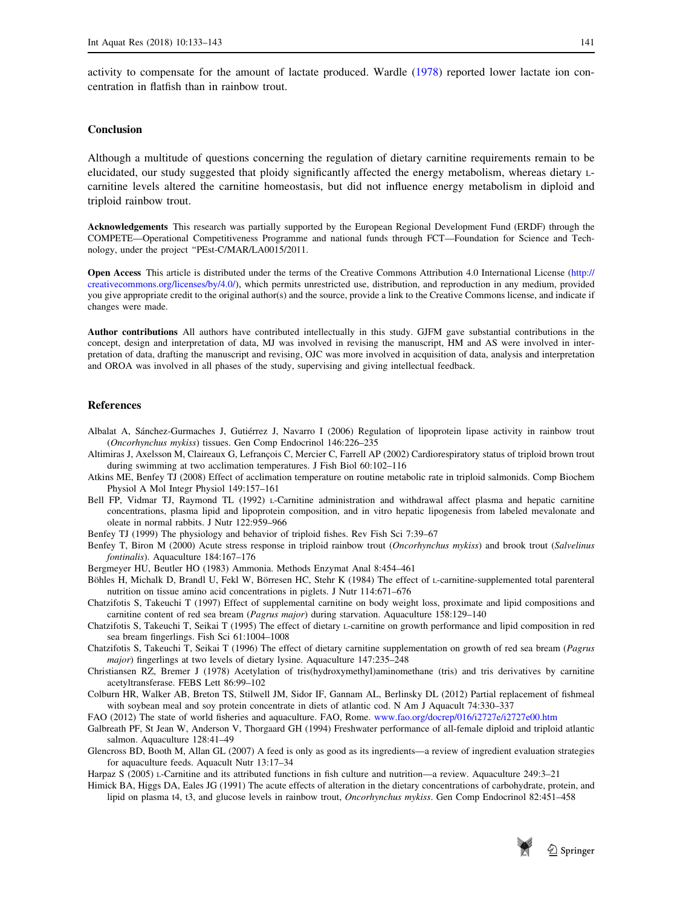activity to compensate for the amount of lactate produced. Wardle (1978) reported lower lactate ion concentration in flatfish than in rainbow trout.

## Conclusion

Although a multitude of questions concerning the regulation of dietary carnitine requirements remain to be elucidated, our study suggested that ploidy significantly affected the energy metabolism, whereas dietary L-carnitine levels altered the carnitine homeostasis, but did not influence energy metabolism in diploid and triploid rainbow trout.

**Acknowledgements** This research was partially supported by the European Regional Development Fund (ERDF) through the COMPETE—Operational Competitiveness Programme and national funds through FCT—Foundation for Science and Technology, under the project "PEst-C/MAR/LA0015/2011.

**Open Access** This article is distributed under the terms of the Creative Commons Attribution 4.0 International License (http://creativecommons.org/licenses/by/4.0/), which permits unrestricted use, distribution, and reproduction in any medium, provided you give appropriate credit to the original author(s) and the source, provide a link to the Creative Commons license, and indicate if changes were made.

**Author contributions** All authors have contributed intellectually in this study. GJFM gave substantial contributions in the concept, design and interpretation of data, MJ was involved in revising the manuscript, HM and AS were involved in interpretation of data, drafting the manuscript and revising, OJC was more involved in acquisition of data, analysis and interpretation and OROA was involved in all phases of the study, supervising and giving intellectual feedback.

## References

Albalat A, Sánchez-Gurmaches J, Gutiérrez J, Navarro I (2006) Regulation of lipoprotein lipase activity in rainbow trout (*Oncorhynchus mykiss*) tissues. Gen Comp Endocrinol 146:226–235

Altimiras J, Axelsson M, Claireaux G, Lefrançois C, Mercier C, Farrell AP (2002) Cardiorespiratory status of triploid brown trout during swimming at two acclimation temperatures. J Fish Biol 60:102–116

Atkins ME, Benfey TJ (2008) Effect of acclimation temperature on routine metabolic rate in triploid salmonids. Comp Biochem Physiol A Mol Integr Physiol 149:157–161

Bell FP, Vidmar TJ, Raymond TL (1992) L-Carnitine administration and withdrawal affect plasma and hepatic carnitine concentrations, plasma lipid and lipoprotein composition, and in vitro hepatic lipogenesis from labeled mevalonate and oleate in normal rabbits. J Nutr 122:959–966

Benfey TJ (1999) The physiology and behavior of triploid fishes. Rev Fish Sci 7:39–67

Benfey T, Biron M (2000) Acute stress response in triploid rainbow trout (*Oncorhynchus mykiss*) and brook trout (*Salvelinus fontinalis*). Aquaculture 184:167–176

Bergmeyer HU, Beutler HO (1983) Ammonia. Methods Enzymat Anal 8:454–461

Böhles H, Michalk D, Brandl U, Fekl W, Börresen HC, Stehr K (1984) The effect of L-carnitine-supplemented total parenteral nutrition on tissue amino acid concentrations in piglets. J Nutr 114:671–676

Chatzifotis S, Takeuchi T (1997) Effect of supplemental carnitine on body weight loss, proximate and lipid compositions and carnitine content of red sea bream (*Pagrus major*) during starvation. Aquaculture 158:129–140

Chatzifotis S, Takeuchi T, Seikai T (1995) The effect of dietary L-carnitine on growth performance and lipid composition in red sea bream fingerlings. Fish Sci 61:1004–1008

Chatzifotis S, Takeuchi T, Seikai T (1996) The effect of dietary carnitine supplementation on growth of red sea bream (*Pagrus major*) fingerlings at two levels of dietary lysine. Aquaculture 147:235–248

Christiansen RZ, Bremer J (1978) Acetylation of tris(hydroxymethyl)aminomethane (tris) and tris derivatives by carnitine acetyltransferase. FEBS Lett 86:99–102

Colburn HR, Walker AB, Breton TS, Stilwell JM, Sidor IF, Gannam AL, Berlinsky DL (2012) Partial replacement of fishmeal with soybean meal and soy protein concentrate in diets of atlantic cod. N Am J Aquacult 74:330–337

FAO (2012) The state of world fisheries and aquaculture. FAO, Rome. www.fao.org/docrep/016/i2727e/i2727e00.htm

Galbreath PF, St Jean W, Anderson V, Thorgaard GH (1994) Freshwater performance of all-female diploid and triploid atlantic salmon. Aquaculture 128:41–49

Glencross BD, Booth M, Allan GL (2007) A feed is only as good as its ingredients—a review of ingredient evaluation strategies for aquaculture feeds. Aquacult Nutr 13:17–34

Harpaz S (2005) L-Carnitine and its attributed functions in fish culture and nutrition—a review. Aquaculture 249:3–21

Himick BA, Higgs DA, Eales JG (1991) The acute effects of alteration in the dietary concentrations of carbohydrate, protein, and lipid on plasma t4, t3, and glucose levels in rainbow trout, *Oncorhynchus mykiss*. Gen Comp Endocrinol 82:451–458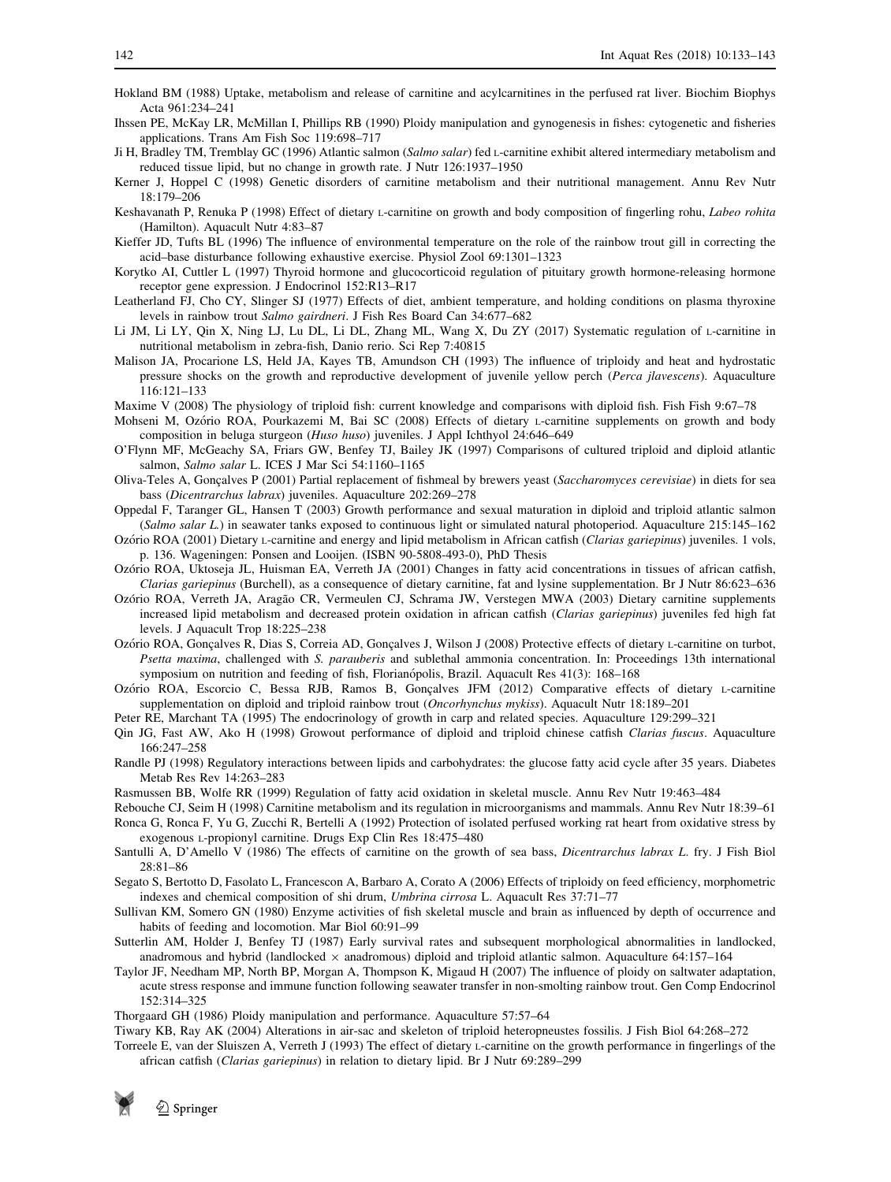Hokland BM (1988) Uptake, metabolism and release of carnitine and acylcarnitines in the perfused rat liver. Biochim Biophys Acta 961:234–241

Ihssen PE, McKay LR, McMillan I, Phillips RB (1990) Ploidy manipulation and gynogenesis in fishes: cytogenetic and fisheries applications. Trans Am Fish Soc 119:698–717

Ji H, Bradley TM, Tremblay GC (1996) Atlantic salmon (*Salmo salar*) fed L-carnitine exhibit altered intermediary metabolism and reduced tissue lipid, but no change in growth rate. J Nutr 126:1937–1950

Kerner J, Hoppel C (1998) Genetic disorders of carnitine metabolism and their nutritional management. Annu Rev Nutr 18:179–206

Keshavanath P, Renuka P (1998) Effect of dietary L-carnitine on growth and body composition of fingerling rohu, *Labeo rohita* (Hamilton). Aquacult Nutr 4:83–87

Kieffer JD, Tufts BL (1996) The influence of environmental temperature on the role of the rainbow trout gill in correcting the acid–base disturbance following exhaustive exercise. Physiol Zool 69:1301–1323

Korytko AI, Cuttler L (1997) Thyroid hormone and glucocorticoid regulation of pituitary growth hormone-releasing hormone receptor gene expression. J Endocrinol 152:R13–R17

Leatherland FJ, Cho CY, Slinger SJ (1977) Effects of diet, ambient temperature, and holding conditions on plasma thyroxine levels in rainbow trout *Salmo gairdneri*. J Fish Res Board Can 34:677–682

Li JM, Li LY, Qin X, Ning LJ, Lu DL, Li DL, Zhang ML, Wang X, Du ZY (2017) Systematic regulation of L-carnitine in nutritional metabolism in zebra-fish, Danio rerio. Sci Rep 7:40815

Malison JA, Procarione LS, Held JA, Kayes TB, Amundson CH (1993) The influence of triploidy and heat and hydrostatic pressure shocks on the growth and reproductive development of juvenile yellow perch (*Perca jlavescens*). Aquaculture 116:121–133

Maxime V (2008) The physiology of triploid fish: current knowledge and comparisons with diploid fish. Fish Fish 9:67–78

Mohseni M, Ozório ROA, Pourkazemi M, Bai SC (2008) Effects of dietary L-carnitine supplements on growth and body composition in beluga sturgeon (*Huso huso*) juveniles. J Appl Ichthyol 24:646–649

O'Flynn MF, McGeachy SA, Friars GW, Benfey TJ, Bailey JK (1997) Comparisons of cultured triploid and diploid atlantic salmon, *Salmo salar* L. ICES J Mar Sci 54:1160–1165

Oliva-Teles A, Gonçalves P (2001) Partial replacement of fishmeal by brewers yeast (*Saccharomyces cerevisiae*) in diets for sea bass (*Dicentrarchus labrax*) juveniles. Aquaculture 202:269–278

Oppedal F, Taranger GL, Hansen T (2003) Growth performance and sexual maturation in diploid and triploid atlantic salmon (*Salmo salar L.*) in seawater tanks exposed to continuous light or simulated natural photoperiod. Aquaculture 215:145–162

Ozório ROA (2001) Dietary L-carnitine and energy and lipid metabolism in African catfish (*Clarias gariepinus*) juveniles. 1 vols, p. 136. Wageningen: Ponsen and Looijen. (ISBN 90-5808-493-0), PhD Thesis

Ozório ROA, Uktoseja JL, Huisman EA, Verreth JA (2001) Changes in fatty acid concentrations in tissues of african catfish, *Clarias gariepinus* (Burchell), as a consequence of dietary carnitine, fat and lysine supplementation. Br J Nutr 86:623–636

Ozório ROA, Verreth JA, Aragão CR, Vermeulen CJ, Schrama JW, Verstegen MWA (2003) Dietary carnitine supplements increased lipid metabolism and decreased protein oxidation in african catfish (*Clarias gariepinus*) juveniles fed high fat levels. J Aquacult Trop 18:225–238

Ozório ROA, Gonçalves R, Dias S, Correia AD, Gonçalves J, Wilson J (2008) Protective effects of dietary L-carnitine on turbot, *Psetta maxima*, challenged with *S. parauberis* and sublethal ammonia concentration. In: Proceedings 13th international symposium on nutrition and feeding of fish, Florianópolis, Brazil. Aquacult Res 41(3): 168–168

Ozório ROA, Escorcio C, Bessa RJB, Ramos B, Gonçalves JFM (2012) Comparative effects of dietary L-carnitine supplementation on diploid and triploid rainbow trout (*Oncorhynchus mykiss*). Aquacult Nutr 18:189–201

Peter RE, Marchant TA (1995) The endocrinology of growth in carp and related species. Aquaculture 129:299–321

Qin JG, Fast AW, Ako H (1998) Growout performance of diploid and triploid chinese catfish *Clarias fuscus*. Aquaculture 166:247–258

Randle PJ (1998) Regulatory interactions between lipids and carbohydrates: the glucose fatty acid cycle after 35 years. Diabetes Metab Res Rev 14:263–283

Rasmussen BB, Wolfe RR (1999) Regulation of fatty acid oxidation in skeletal muscle. Annu Rev Nutr 19:463–484

Rebouche CJ, Seim H (1998) Carnitine metabolism and its regulation in microorganisms and mammals. Annu Rev Nutr 18:39–61

Ronca G, Ronca F, Yu G, Zucchi R, Bertelli A (1992) Protection of isolated perfused working rat heart from oxidative stress by exogenous L-propionyl carnitine. Drugs Exp Clin Res 18:475–480

Santulli A, D'Amello V (1986) The effects of carnitine on the growth of sea bass, *Dicentrarchus labrax L.* fry. J Fish Biol 28:81–86

Segato S, Bertotto D, Fasolato L, Francescon A, Barbaro A, Corato A (2006) Effects of triploidy on feed efficiency, morphometric indexes and chemical composition of shi drum, *Umbrina cirrosa* L. Aquacult Res 37:71–77

Sullivan KM, Somero GN (1980) Enzyme activities of fish skeletal muscle and brain as influenced by depth of occurrence and habits of feeding and locomotion. Mar Biol 60:91–99

Sutterlin AM, Holder J, Benfey TJ (1987) Early survival rates and subsequent morphological abnormalities in landlocked, anadromous and hybrid (landlocked × anadromous) diploid and triploid atlantic salmon. Aquaculture 64:157–164

Taylor JF, Needham MP, North BP, Morgan A, Thompson K, Migaud H (2007) The influence of ploidy on saltwater adaptation, acute stress response and immune function following seawater transfer in non-smolting rainbow trout. Gen Comp Endocrinol 152:314–325

Thorgaard GH (1986) Ploidy manipulation and performance. Aquaculture 57:57–64

Tiwary KB, Ray AK (2004) Alterations in air-sac and skeleton of triploid heteropneustes fossilis. J Fish Biol 64:268–272

Torreele E, van der Sluiszen A, Verreth J (1993) The effect of dietary L-carnitine on the growth performance in fingerlings of the african catfish (*Clarias gariepinus*) in relation to dietary lipid. Br J Nutr 69:289–299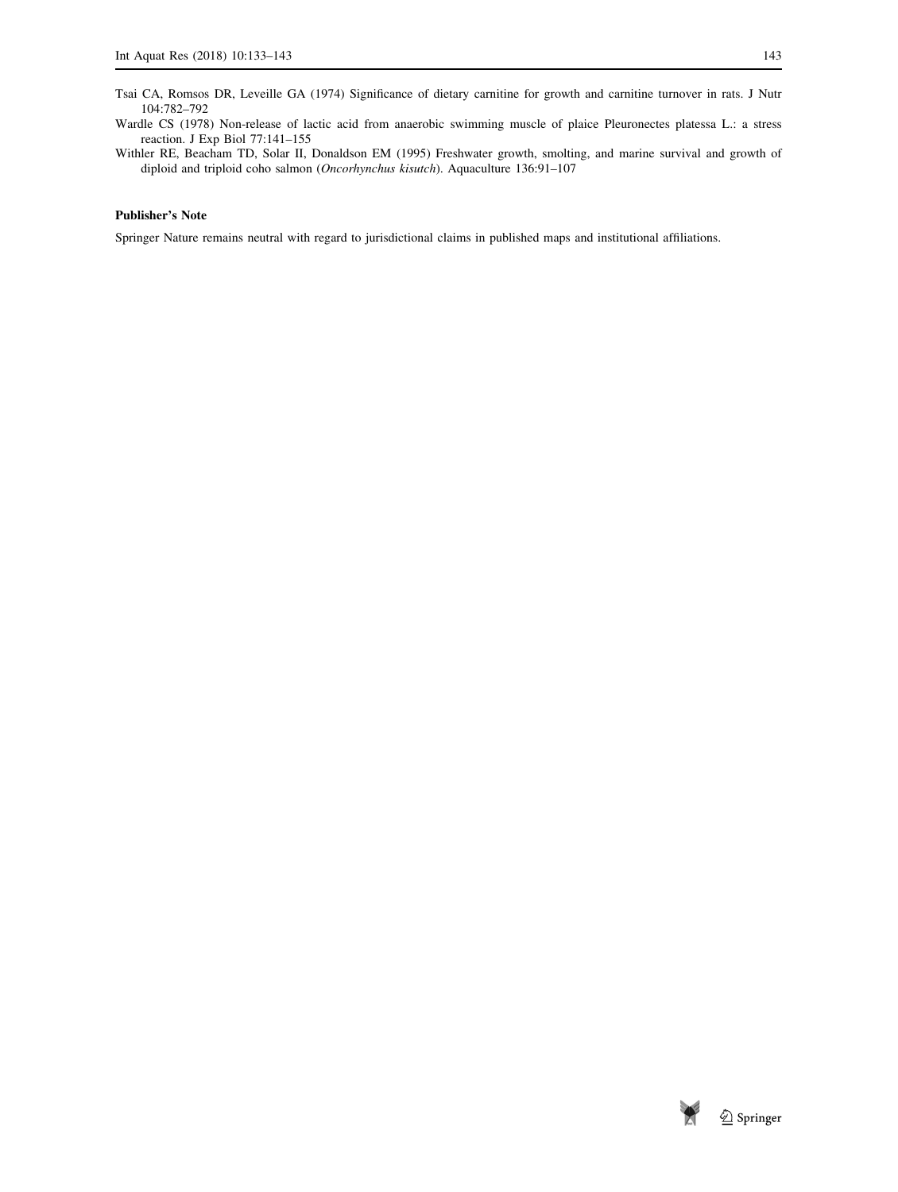Tsai CA, Romsos DR, Leveille GA (1974) Significance of dietary carnitine for growth and carnitine turnover in rats. J Nutr 104:782–792

Wardle CS (1978) Non-release of lactic acid from anaerobic swimming muscle of plaice Pleuronectes platessa L.: a stress reaction. J Exp Biol 77:141–155

Withler RE, Beacham TD, Solar II, Donaldson EM (1995) Freshwater growth, smolting, and marine survival and growth of diploid and triploid coho salmon (*Oncorhynchus kisutch*). Aquaculture 136:91–107

**Publisher's Note**

Springer Nature remains neutral with regard to jurisdictional claims in published maps and institutional affiliations.